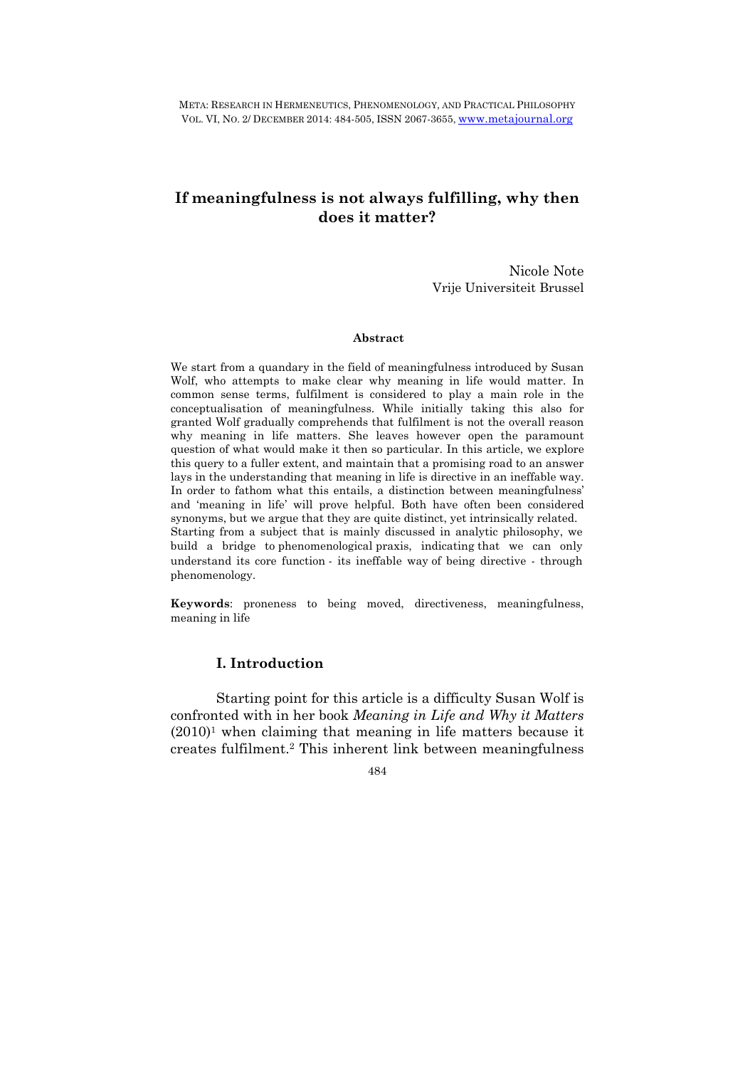# If meaningfulness is not always fulfilling, why then does it matter?

Nicole Note
Vrije Universiteit Brussel

**Abstract**

We start from a quandary in the field of meaningfulness introduced by Susan Wolf, who attempts to make clear why meaning in life would matter. In common sense terms, fulfilment is considered to play a main role in the conceptualisation of meaningfulness. While initially taking this also for granted Wolf gradually comprehends that fulfilment is not the overall reason why meaning in life matters. She leaves however open the paramount question of what would make it then so particular. In this article, we explore this query to a fuller extent, and maintain that a promising road to an answer lays in the understanding that meaning in life is directive in an ineffable way. In order to fathom what this entails, a distinction between meaningfulness' and 'meaning in life' will prove helpful. Both have often been considered synonyms, but we argue that they are quite distinct, yet intrinsically related. Starting from a subject that is mainly discussed in analytic philosophy, we build a bridge to phenomenological praxis, indicating that we can only understand its core function - its ineffable way of being directive - through phenomenology.

**Keywords**: proneness to being moved, directiveness, meaningfulness, meaning in life

## I. Introduction

Starting point for this article is a difficulty Susan Wolf is confronted with in her book *Meaning in Life and Why it Matters* (2010)[1] when claiming that meaning in life matters because it creates fulfilment.[2] This inherent link between meaningfulness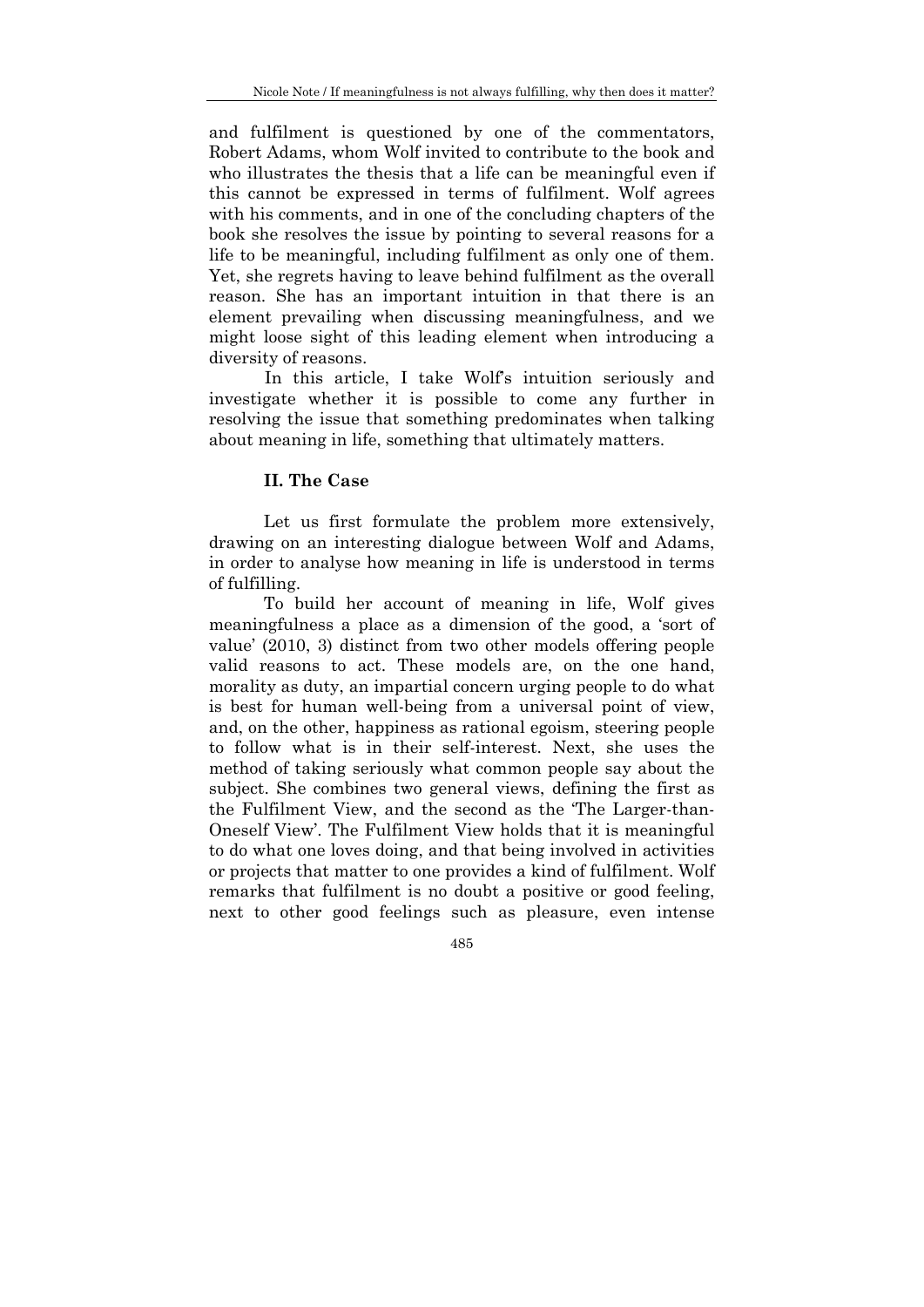and fulfilment is questioned by one of the commentators, Robert Adams, whom Wolf invited to contribute to the book and who illustrates the thesis that a life can be meaningful even if this cannot be expressed in terms of fulfilment. Wolf agrees with his comments, and in one of the concluding chapters of the book she resolves the issue by pointing to several reasons for a life to be meaningful, including fulfilment as only one of them. Yet, she regrets having to leave behind fulfilment as the overall reason. She has an important intuition in that there is an element prevailing when discussing meaningfulness, and we might loose sight of this leading element when introducing a diversity of reasons.

In this article, I take Wolf's intuition seriously and investigate whether it is possible to come any further in resolving the issue that something predominates when talking about meaning in life, something that ultimately matters.

## II. The Case

Let us first formulate the problem more extensively, drawing on an interesting dialogue between Wolf and Adams, in order to analyse how meaning in life is understood in terms of fulfilling.

To build her account of meaning in life, Wolf gives meaningfulness a place as a dimension of the good, a 'sort of value' (2010, 3) distinct from two other models offering people valid reasons to act. These models are, on the one hand, morality as duty, an impartial concern urging people to do what is best for human well-being from a universal point of view, and, on the other, happiness as rational egoism, steering people to follow what is in their self-interest. Next, she uses the method of taking seriously what common people say about the subject. She combines two general views, defining the first as the Fulfilment View, and the second as the 'The Larger-than-Oneself View'. The Fulfilment View holds that it is meaningful to do what one loves doing, and that being involved in activities or projects that matter to one provides a kind of fulfilment. Wolf remarks that fulfilment is no doubt a positive or good feeling, next to other good feelings such as pleasure, even intense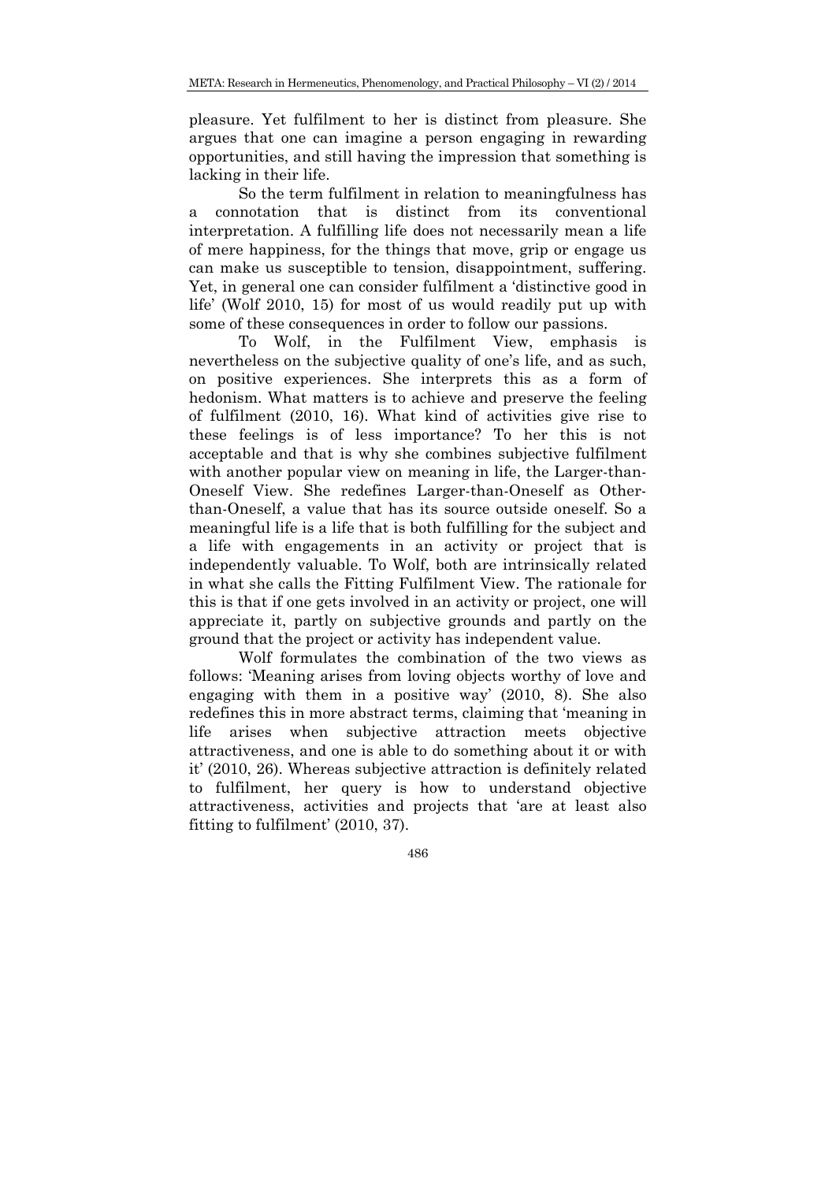pleasure. Yet fulfilment to her is distinct from pleasure. She argues that one can imagine a person engaging in rewarding opportunities, and still having the impression that something is lacking in their life.

So the term fulfilment in relation to meaningfulness has a connotation that is distinct from its conventional interpretation. A fulfilling life does not necessarily mean a life of mere happiness, for the things that move, grip or engage us can make us susceptible to tension, disappointment, suffering. Yet, in general one can consider fulfilment a 'distinctive good in life' (Wolf 2010, 15) for most of us would readily put up with some of these consequences in order to follow our passions.

To Wolf, in the Fulfilment View, emphasis is nevertheless on the subjective quality of one's life, and as such, on positive experiences. She interprets this as a form of hedonism. What matters is to achieve and preserve the feeling of fulfilment (2010, 16). What kind of activities give rise to these feelings is of less importance? To her this is not acceptable and that is why she combines subjective fulfilment with another popular view on meaning in life, the Larger-than-Oneself View. She redefines Larger-than-Oneself as Other-than-Oneself, a value that has its source outside oneself. So a meaningful life is a life that is both fulfilling for the subject and a life with engagements in an activity or project that is independently valuable. To Wolf, both are intrinsically related in what she calls the Fitting Fulfilment View. The rationale for this is that if one gets involved in an activity or project, one will appreciate it, partly on subjective grounds and partly on the ground that the project or activity has independent value.

Wolf formulates the combination of the two views as follows: 'Meaning arises from loving objects worthy of love and engaging with them in a positive way' (2010, 8). She also redefines this in more abstract terms, claiming that 'meaning in life arises when subjective attraction meets objective attractiveness, and one is able to do something about it or with it' (2010, 26). Whereas subjective attraction is definitely related to fulfilment, her query is how to understand objective attractiveness, activities and projects that 'are at least also fitting to fulfilment' (2010, 37).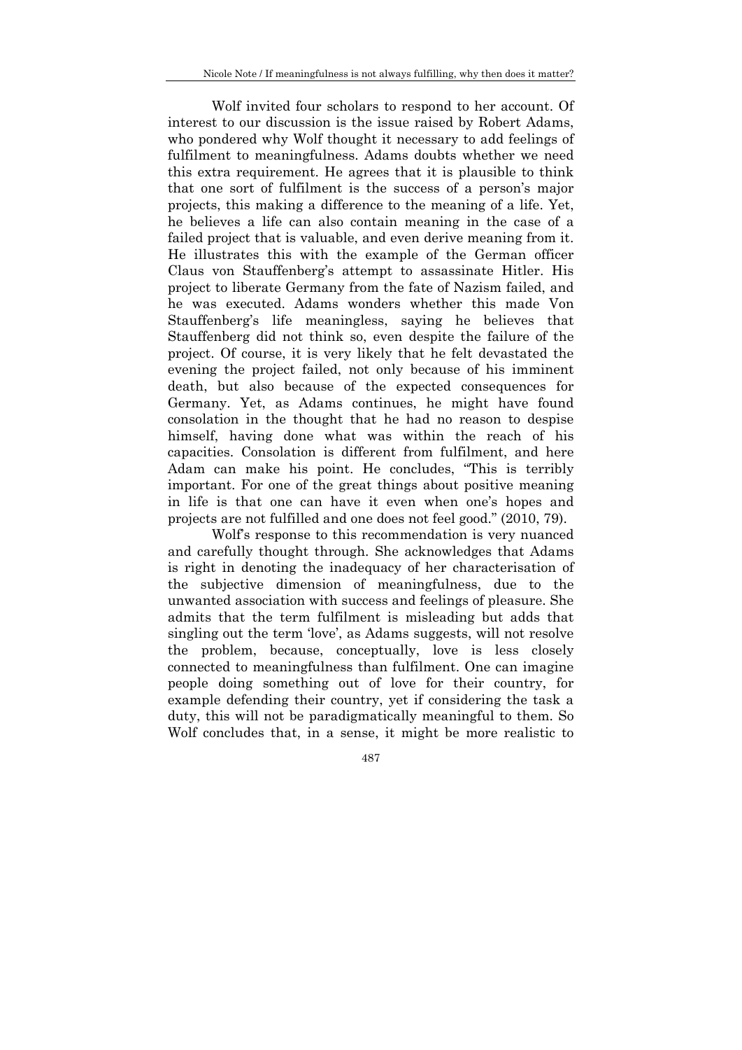Wolf invited four scholars to respond to her account. Of interest to our discussion is the issue raised by Robert Adams, who pondered why Wolf thought it necessary to add feelings of fulfilment to meaningfulness. Adams doubts whether we need this extra requirement. He agrees that it is plausible to think that one sort of fulfilment is the success of a person's major projects, this making a difference to the meaning of a life. Yet, he believes a life can also contain meaning in the case of a failed project that is valuable, and even derive meaning from it. He illustrates this with the example of the German officer Claus von Stauffenberg's attempt to assassinate Hitler. His project to liberate Germany from the fate of Nazism failed, and he was executed. Adams wonders whether this made Von Stauffenberg's life meaningless, saying he believes that Stauffenberg did not think so, even despite the failure of the project. Of course, it is very likely that he felt devastated the evening the project failed, not only because of his imminent death, but also because of the expected consequences for Germany. Yet, as Adams continues, he might have found consolation in the thought that he had no reason to despise himself, having done what was within the reach of his capacities. Consolation is different from fulfilment, and here Adam can make his point. He concludes, "This is terribly important. For one of the great things about positive meaning in life is that one can have it even when one's hopes and projects are not fulfilled and one does not feel good." (2010, 79).

Wolf's response to this recommendation is very nuanced and carefully thought through. She acknowledges that Adams is right in denoting the inadequacy of her characterisation of the subjective dimension of meaningfulness, due to the unwanted association with success and feelings of pleasure. She admits that the term fulfilment is misleading but adds that singling out the term 'love', as Adams suggests, will not resolve the problem, because, conceptually, love is less closely connected to meaningfulness than fulfilment. One can imagine people doing something out of love for their country, for example defending their country, yet if considering the task a duty, this will not be paradigmatically meaningful to them. So Wolf concludes that, in a sense, it might be more realistic to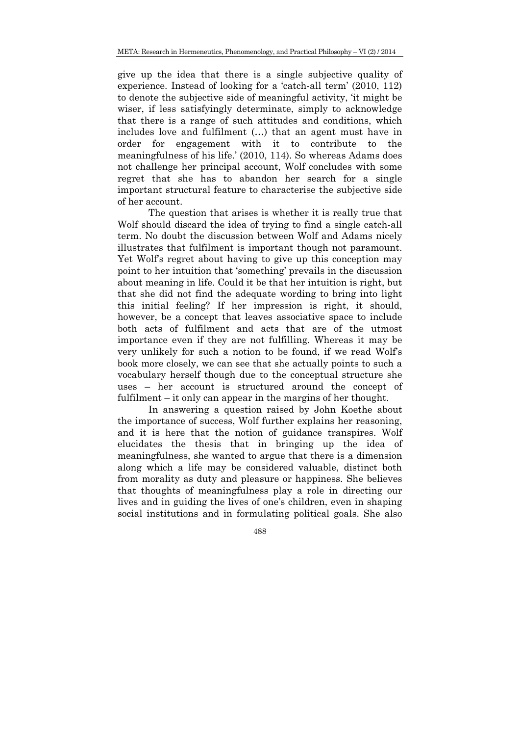give up the idea that there is a single subjective quality of experience. Instead of looking for a 'catch-all term' (2010, 112) to denote the subjective side of meaningful activity, 'it might be wiser, if less satisfyingly determinate, simply to acknowledge that there is a range of such attitudes and conditions, which includes love and fulfilment (…) that an agent must have in order for engagement with it to contribute to the meaningfulness of his life.' (2010, 114). So whereas Adams does not challenge her principal account, Wolf concludes with some regret that she has to abandon her search for a single important structural feature to characterise the subjective side of her account.

The question that arises is whether it is really true that Wolf should discard the idea of trying to find a single catch-all term. No doubt the discussion between Wolf and Adams nicely illustrates that fulfilment is important though not paramount. Yet Wolf's regret about having to give up this conception may point to her intuition that 'something' prevails in the discussion about meaning in life. Could it be that her intuition is right, but that she did not find the adequate wording to bring into light this initial feeling? If her impression is right, it should, however, be a concept that leaves associative space to include both acts of fulfilment and acts that are of the utmost importance even if they are not fulfilling. Whereas it may be very unlikely for such a notion to be found, if we read Wolf's book more closely, we can see that she actually points to such a vocabulary herself though due to the conceptual structure she uses – her account is structured around the concept of fulfilment – it only can appear in the margins of her thought.

In answering a question raised by John Koethe about the importance of success, Wolf further explains her reasoning, and it is here that the notion of guidance transpires. Wolf elucidates the thesis that in bringing up the idea of meaningfulness, she wanted to argue that there is a dimension along which a life may be considered valuable, distinct both from morality as duty and pleasure or happiness. She believes that thoughts of meaningfulness play a role in directing our lives and in guiding the lives of one's children, even in shaping social institutions and in formulating political goals. She also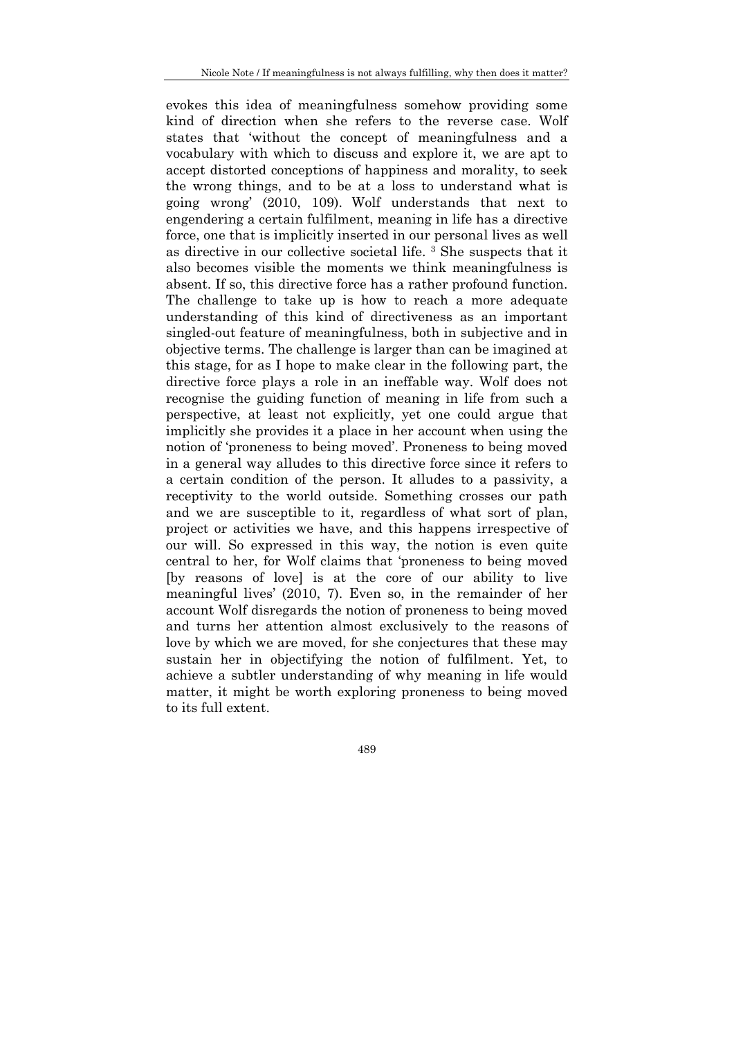evokes this idea of meaningfulness somehow providing some kind of direction when she refers to the reverse case. Wolf states that 'without the concept of meaningfulness and a vocabulary with which to discuss and explore it, we are apt to accept distorted conceptions of happiness and morality, to seek the wrong things, and to be at a loss to understand what is going wrong' (2010, 109). Wolf understands that next to engendering a certain fulfilment, meaning in life has a directive force, one that is implicitly inserted in our personal lives as well as directive in our collective societal life. [3] She suspects that it also becomes visible the moments we think meaningfulness is absent. If so, this directive force has a rather profound function. The challenge to take up is how to reach a more adequate understanding of this kind of directiveness as an important singled-out feature of meaningfulness, both in subjective and in objective terms. The challenge is larger than can be imagined at this stage, for as I hope to make clear in the following part, the directive force plays a role in an ineffable way. Wolf does not recognise the guiding function of meaning in life from such a perspective, at least not explicitly, yet one could argue that implicitly she provides it a place in her account when using the notion of 'proneness to being moved'. Proneness to being moved in a general way alludes to this directive force since it refers to a certain condition of the person. It alludes to a passivity, a receptivity to the world outside. Something crosses our path and we are susceptible to it, regardless of what sort of plan, project or activities we have, and this happens irrespective of our will. So expressed in this way, the notion is even quite central to her, for Wolf claims that 'proneness to being moved [by reasons of love] is at the core of our ability to live meaningful lives' (2010, 7). Even so, in the remainder of her account Wolf disregards the notion of proneness to being moved and turns her attention almost exclusively to the reasons of love by which we are moved, for she conjectures that these may sustain her in objectifying the notion of fulfilment. Yet, to achieve a subtler understanding of why meaning in life would matter, it might be worth exploring proneness to being moved to its full extent.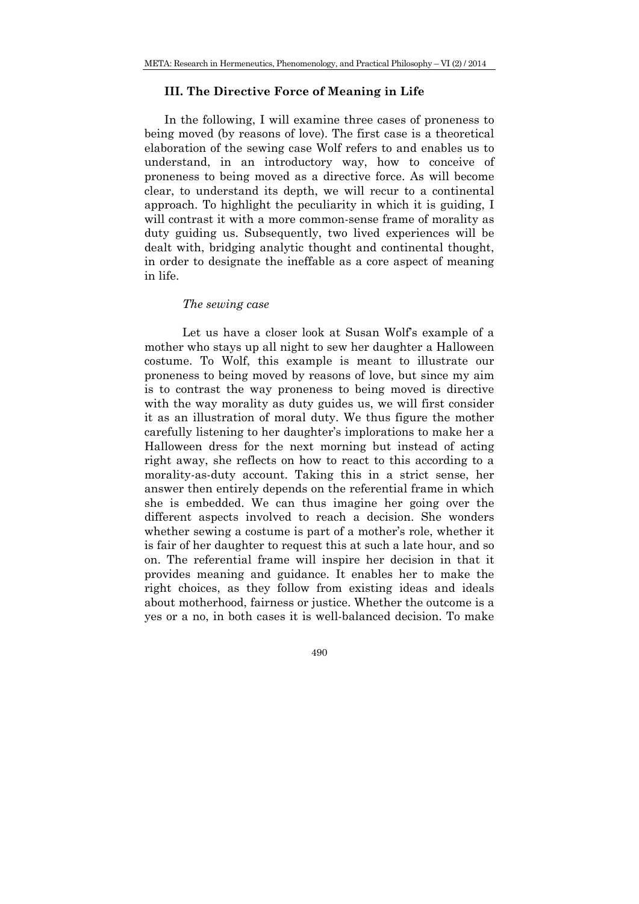## III. The Directive Force of Meaning in Life

In the following, I will examine three cases of proneness to being moved (by reasons of love). The first case is a theoretical elaboration of the sewing case Wolf refers to and enables us to understand, in an introductory way, how to conceive of proneness to being moved as a directive force. As will become clear, to understand its depth, we will recur to a continental approach. To highlight the peculiarity in which it is guiding, I will contrast it with a more common-sense frame of morality as duty guiding us. Subsequently, two lived experiences will be dealt with, bridging analytic thought and continental thought, in order to designate the ineffable as a core aspect of meaning in life.

### *The sewing case*

Let us have a closer look at Susan Wolf's example of a mother who stays up all night to sew her daughter a Halloween costume. To Wolf, this example is meant to illustrate our proneness to being moved by reasons of love, but since my aim is to contrast the way proneness to being moved is directive with the way morality as duty guides us, we will first consider it as an illustration of moral duty. We thus figure the mother carefully listening to her daughter's implorations to make her a Halloween dress for the next morning but instead of acting right away, she reflects on how to react to this according to a morality-as-duty account. Taking this in a strict sense, her answer then entirely depends on the referential frame in which she is embedded. We can thus imagine her going over the different aspects involved to reach a decision. She wonders whether sewing a costume is part of a mother's role, whether it is fair of her daughter to request this at such a late hour, and so on. The referential frame will inspire her decision in that it provides meaning and guidance. It enables her to make the right choices, as they follow from existing ideas and ideals about motherhood, fairness or justice. Whether the outcome is a yes or a no, in both cases it is well-balanced decision. To make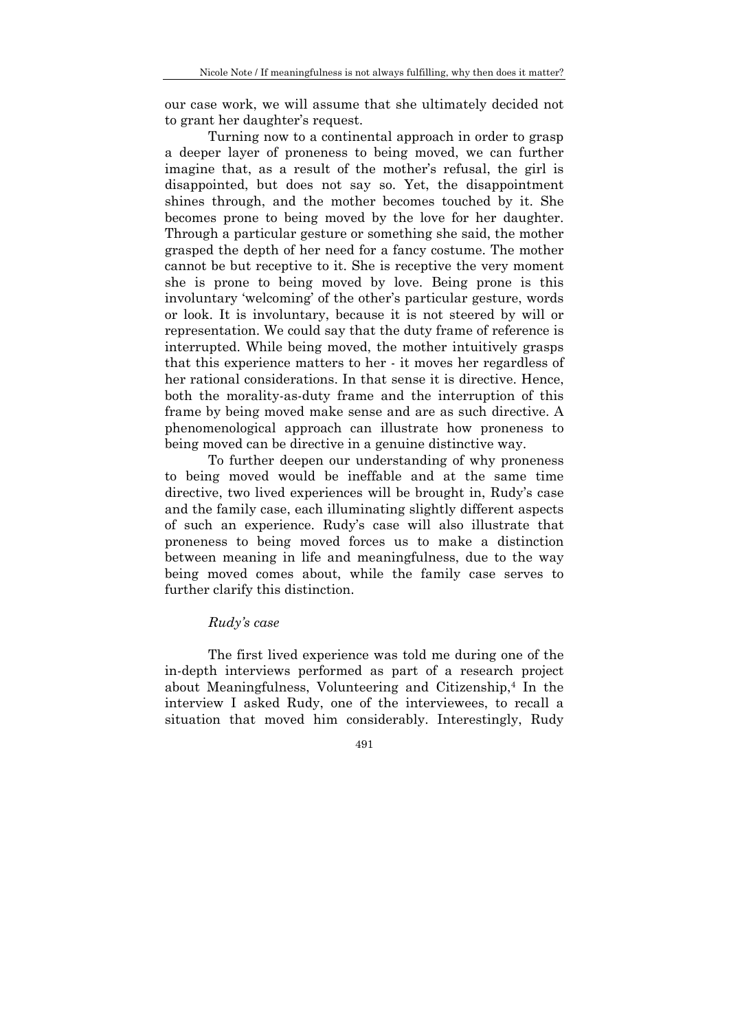our case work, we will assume that she ultimately decided not to grant her daughter's request.

Turning now to a continental approach in order to grasp a deeper layer of proneness to being moved, we can further imagine that, as a result of the mother's refusal, the girl is disappointed, but does not say so. Yet, the disappointment shines through, and the mother becomes touched by it. She becomes prone to being moved by the love for her daughter. Through a particular gesture or something she said, the mother grasped the depth of her need for a fancy costume. The mother cannot be but receptive to it. She is receptive the very moment she is prone to being moved by love. Being prone is this involuntary 'welcoming' of the other's particular gesture, words or look. It is involuntary, because it is not steered by will or representation. We could say that the duty frame of reference is interrupted. While being moved, the mother intuitively grasps that this experience matters to her - it moves her regardless of her rational considerations. In that sense it is directive. Hence, both the morality-as-duty frame and the interruption of this frame by being moved make sense and are as such directive. A phenomenological approach can illustrate how proneness to being moved can be directive in a genuine distinctive way.

To further deepen our understanding of why proneness to being moved would be ineffable and at the same time directive, two lived experiences will be brought in, Rudy's case and the family case, each illuminating slightly different aspects of such an experience. Rudy's case will also illustrate that proneness to being moved forces us to make a distinction between meaning in life and meaningfulness, due to the way being moved comes about, while the family case serves to further clarify this distinction.

*Rudy's case*

The first lived experience was told me during one of the in-depth interviews performed as part of a research project about Meaningfulness, Volunteering and Citizenship,[4] In the interview I asked Rudy, one of the interviewees, to recall a situation that moved him considerably. Interestingly, Rudy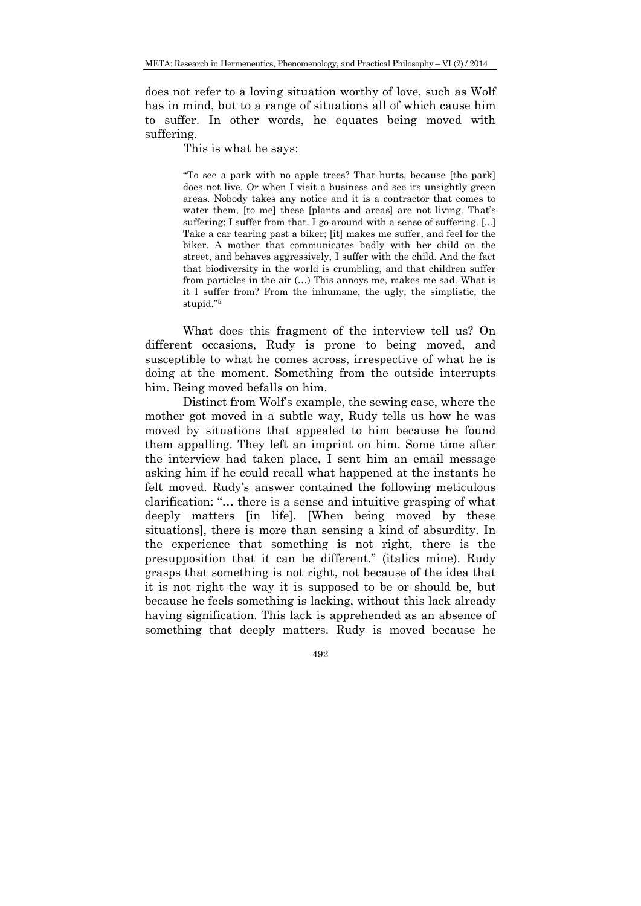does not refer to a loving situation worthy of love, such as Wolf has in mind, but to a range of situations all of which cause him to suffer. In other words, he equates being moved with suffering.

This is what he says:

> "To see a park with no apple trees? That hurts, because [the park] does not live. Or when I visit a business and see its unsightly green areas. Nobody takes any notice and it is a contractor that comes to water them, [to me] these [plants and areas] are not living. That's suffering; I suffer from that. I go around with a sense of suffering. [...] Take a car tearing past a biker; [it] makes me suffer, and feel for the biker. A mother that communicates badly with her child on the street, and behaves aggressively, I suffer with the child. And the fact that biodiversity in the world is crumbling, and that children suffer from particles in the air (...) This annoys me, makes me sad. What is it I suffer from? From the inhumane, the ugly, the simplistic, the stupid."[5]

What does this fragment of the interview tell us? On different occasions, Rudy is prone to being moved, and susceptible to what he comes across, irrespective of what he is doing at the moment. Something from the outside interrupts him. Being moved befalls on him.

Distinct from Wolf's example, the sewing case, where the mother got moved in a subtle way, Rudy tells us how he was moved by situations that appealed to him because he found them appalling. They left an imprint on him. Some time after the interview had taken place, I sent him an email message asking him if he could recall what happened at the instants he felt moved. Rudy's answer contained the following meticulous clarification: "... there is a sense and intuitive grasping of what deeply matters [in life]. [When being moved by these situations], there is more than sensing a kind of absurdity. In the experience that something is not right, there is the presupposition that it can be different." (italics mine). Rudy grasps that something is not right, not because of the idea that it is not right the way it is supposed to be or should be, but because he feels something is lacking, without this lack already having signification. This lack is apprehended as an absence of something that deeply matters. Rudy is moved because he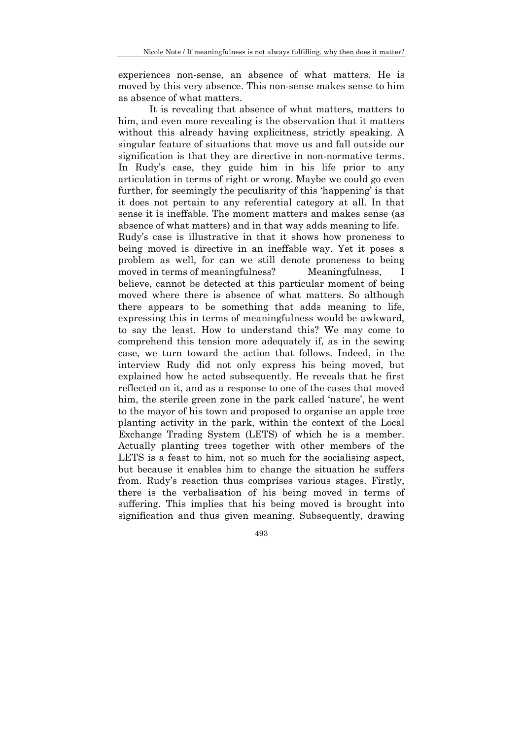experiences non-sense, an absence of what matters. He is moved by this very absence. This non-sense makes sense to him as absence of what matters.

It is revealing that absence of what matters, matters to him, and even more revealing is the observation that it matters without this already having explicitness, strictly speaking. A singular feature of situations that move us and fall outside our signification is that they are directive in non-normative terms. In Rudy's case, they guide him in his life prior to any articulation in terms of right or wrong. Maybe we could go even further, for seemingly the peculiarity of this 'happening' is that it does not pertain to any referential category at all. In that sense it is ineffable. The moment matters and makes sense (as absence of what matters) and in that way adds meaning to life.

Rudy's case is illustrative in that it shows how proneness to being moved is directive in an ineffable way. Yet it poses a problem as well, for can we still denote proneness to being moved in terms of meaningfulness? Meaningfulness, I believe, cannot be detected at this particular moment of being moved where there is absence of what matters. So although there appears to be something that adds meaning to life, expressing this in terms of meaningfulness would be awkward, to say the least. How to understand this? We may come to comprehend this tension more adequately if, as in the sewing case, we turn toward the action that follows. Indeed, in the interview Rudy did not only express his being moved, but explained how he acted subsequently. He reveals that he first reflected on it, and as a response to one of the cases that moved him, the sterile green zone in the park called 'nature', he went to the mayor of his town and proposed to organise an apple tree planting activity in the park, within the context of the Local Exchange Trading System (LETS) of which he is a member. Actually planting trees together with other members of the LETS is a feast to him, not so much for the socialising aspect, but because it enables him to change the situation he suffers from. Rudy's reaction thus comprises various stages. Firstly, there is the verbalisation of his being moved in terms of suffering. This implies that his being moved is brought into signification and thus given meaning. Subsequently, drawing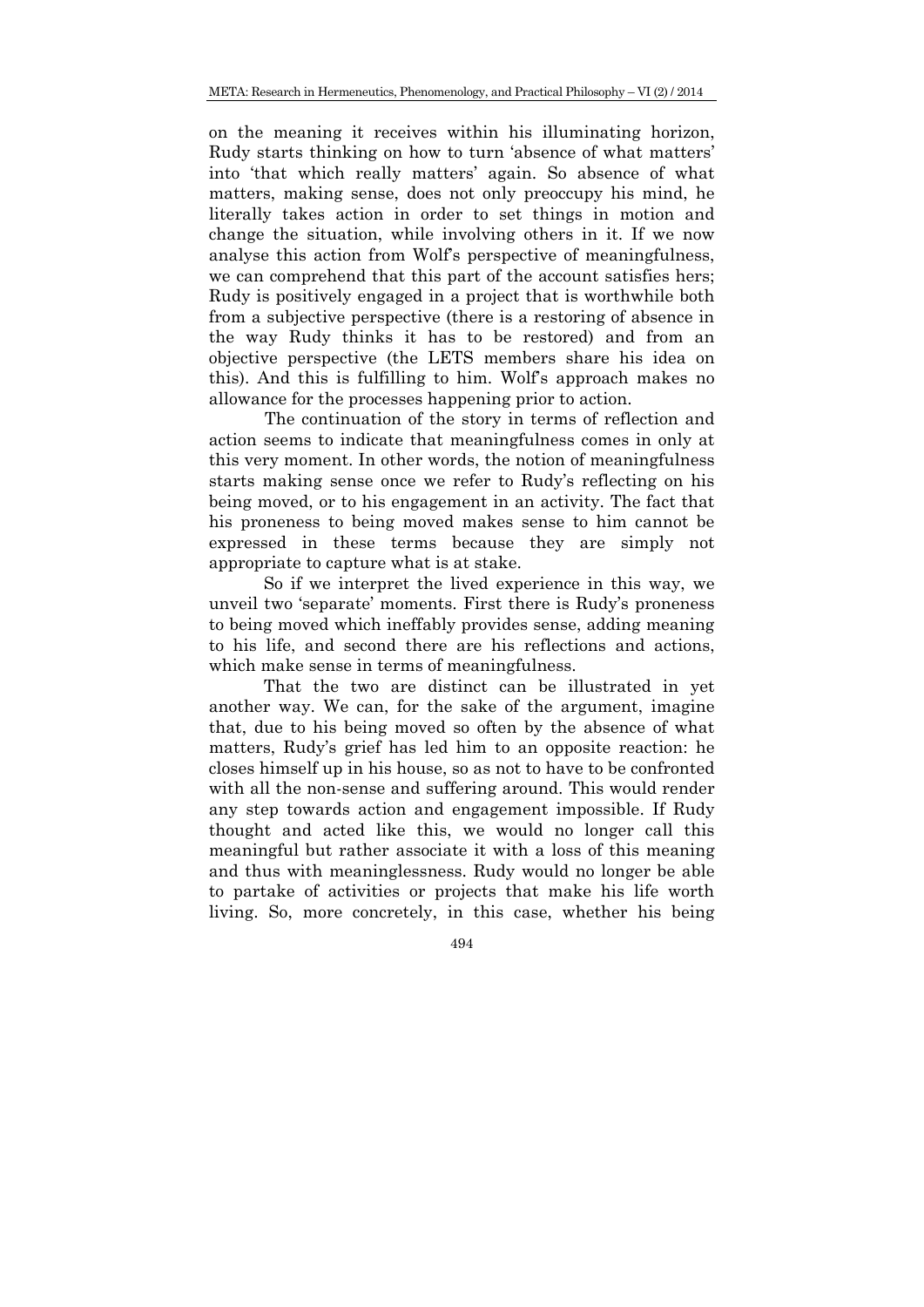on the meaning it receives within his illuminating horizon, Rudy starts thinking on how to turn 'absence of what matters' into 'that which really matters' again. So absence of what matters, making sense, does not only preoccupy his mind, he literally takes action in order to set things in motion and change the situation, while involving others in it. If we now analyse this action from Wolf's perspective of meaningfulness, we can comprehend that this part of the account satisfies hers; Rudy is positively engaged in a project that is worthwhile both from a subjective perspective (there is a restoring of absence in the way Rudy thinks it has to be restored) and from an objective perspective (the LETS members share his idea on this). And this is fulfilling to him. Wolf's approach makes no allowance for the processes happening prior to action.

The continuation of the story in terms of reflection and action seems to indicate that meaningfulness comes in only at this very moment. In other words, the notion of meaningfulness starts making sense once we refer to Rudy's reflecting on his being moved, or to his engagement in an activity. The fact that his proneness to being moved makes sense to him cannot be expressed in these terms because they are simply not appropriate to capture what is at stake.

So if we interpret the lived experience in this way, we unveil two 'separate' moments. First there is Rudy's proneness to being moved which ineffably provides sense, adding meaning to his life, and second there are his reflections and actions, which make sense in terms of meaningfulness.

That the two are distinct can be illustrated in yet another way. We can, for the sake of the argument, imagine that, due to his being moved so often by the absence of what matters, Rudy's grief has led him to an opposite reaction: he closes himself up in his house, so as not to have to be confronted with all the non-sense and suffering around. This would render any step towards action and engagement impossible. If Rudy thought and acted like this, we would no longer call this meaningful but rather associate it with a loss of this meaning and thus with meaninglessness. Rudy would no longer be able to partake of activities or projects that make his life worth living. So, more concretely, in this case, whether his being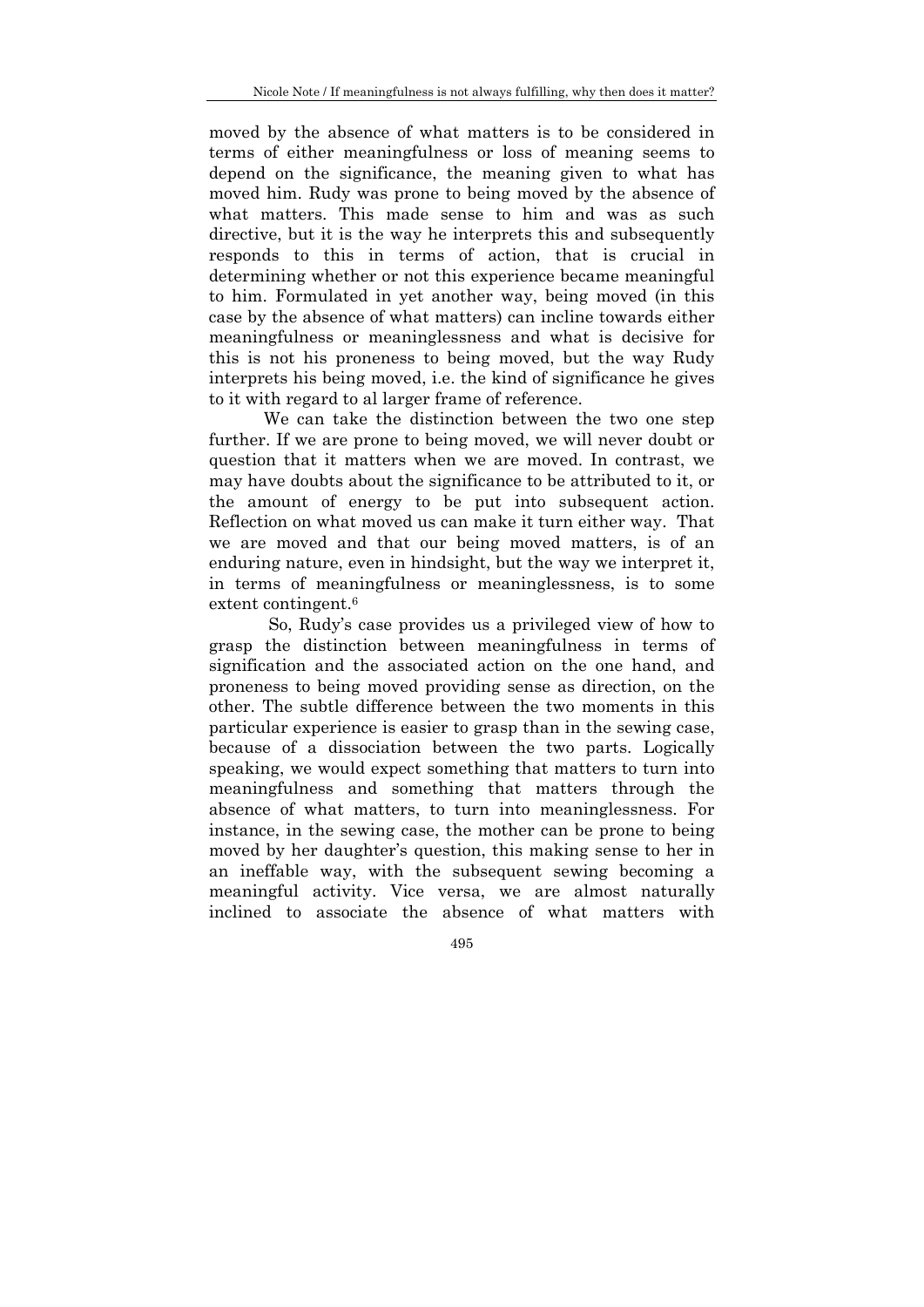moved by the absence of what matters is to be considered in terms of either meaningfulness or loss of meaning seems to depend on the significance, the meaning given to what has moved him. Rudy was prone to being moved by the absence of what matters. This made sense to him and was as such directive, but it is the way he interprets this and subsequently responds to this in terms of action, that is crucial in determining whether or not this experience became meaningful to him. Formulated in yet another way, being moved (in this case by the absence of what matters) can incline towards either meaningfulness or meaninglessness and what is decisive for this is not his proneness to being moved, but the way Rudy interprets his being moved, i.e. the kind of significance he gives to it with regard to al larger frame of reference.

We can take the distinction between the two one step further. If we are prone to being moved, we will never doubt or question that it matters when we are moved. In contrast, we may have doubts about the significance to be attributed to it, or the amount of energy to be put into subsequent action. Reflection on what moved us can make it turn either way. That we are moved and that our being moved matters, is of an enduring nature, even in hindsight, but the way we interpret it, in terms of meaningfulness or meaninglessness, is to some extent contingent.[6]

So, Rudy's case provides us a privileged view of how to grasp the distinction between meaningfulness in terms of signification and the associated action on the one hand, and proneness to being moved providing sense as direction, on the other. The subtle difference between the two moments in this particular experience is easier to grasp than in the sewing case, because of a dissociation between the two parts. Logically speaking, we would expect something that matters to turn into meaningfulness and something that matters through the absence of what matters, to turn into meaninglessness. For instance, in the sewing case, the mother can be prone to being moved by her daughter's question, this making sense to her in an ineffable way, with the subsequent sewing becoming a meaningful activity. Vice versa, we are almost naturally inclined to associate the absence of what matters with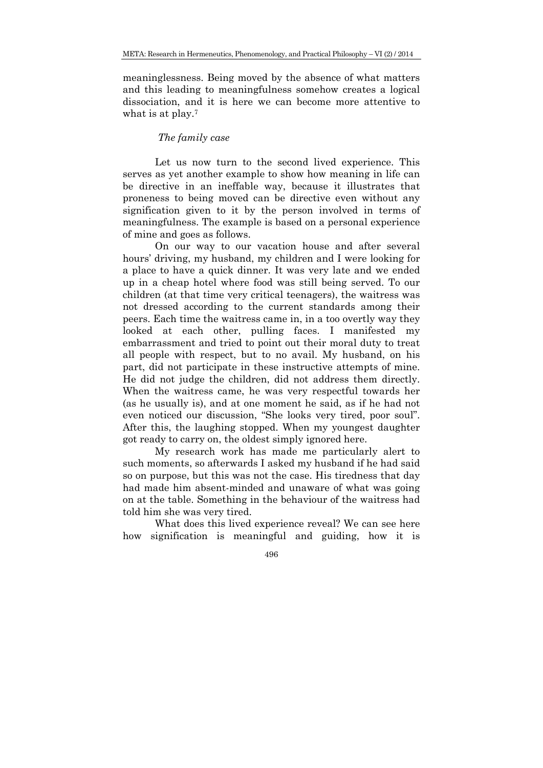meaninglessness. Being moved by the absence of what matters and this leading to meaningfulness somehow creates a logical dissociation, and it is here we can become more attentive to what is at play.[7]

### *The family case*

Let us now turn to the second lived experience. This serves as yet another example to show how meaning in life can be directive in an ineffable way, because it illustrates that proneness to being moved can be directive even without any signification given to it by the person involved in terms of meaningfulness. The example is based on a personal experience of mine and goes as follows.

On our way to our vacation house and after several hours' driving, my husband, my children and I were looking for a place to have a quick dinner. It was very late and we ended up in a cheap hotel where food was still being served. To our children (at that time very critical teenagers), the waitress was not dressed according to the current standards among their peers. Each time the waitress came in, in a too overtly way they looked at each other, pulling faces. I manifested my embarrassment and tried to point out their moral duty to treat all people with respect, but to no avail. My husband, on his part, did not participate in these instructive attempts of mine. He did not judge the children, did not address them directly. When the waitress came, he was very respectful towards her (as he usually is), and at one moment he said, as if he had not even noticed our discussion, "She looks very tired, poor soul". After this, the laughing stopped. When my youngest daughter got ready to carry on, the oldest simply ignored here.

My research work has made me particularly alert to such moments, so afterwards I asked my husband if he had said so on purpose, but this was not the case. His tiredness that day had made him absent-minded and unaware of what was going on at the table. Something in the behaviour of the waitress had told him she was very tired.

What does this lived experience reveal? We can see here how signification is meaningful and guiding, how it is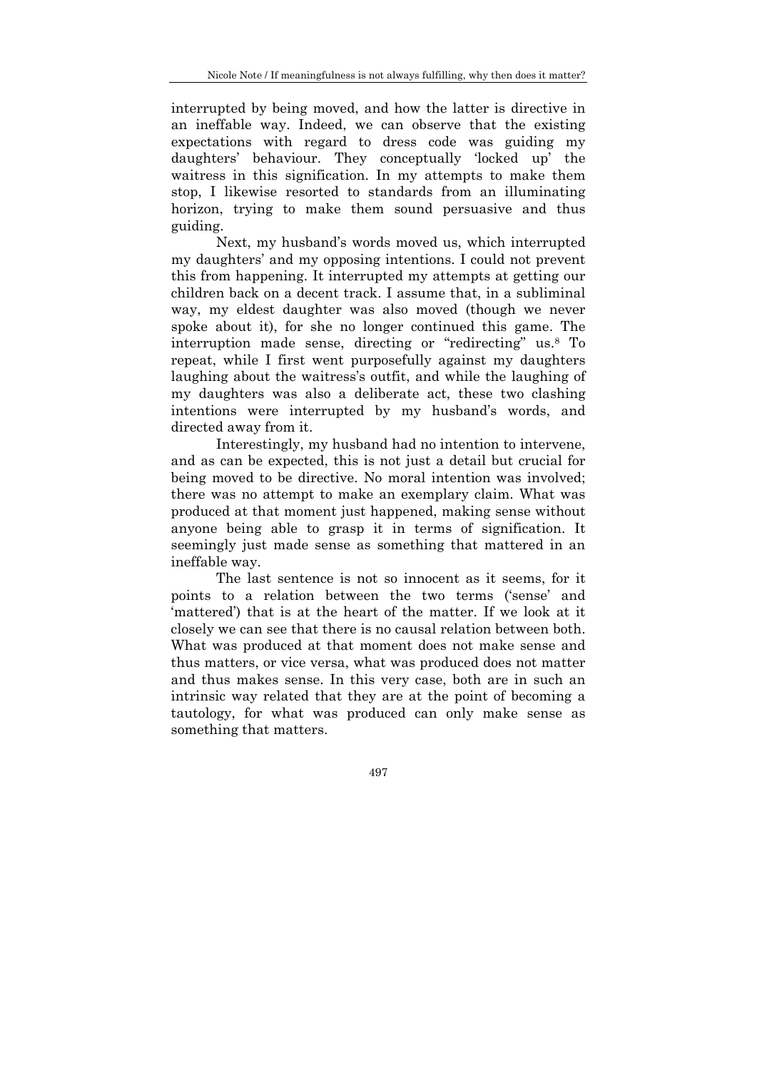interrupted by being moved, and how the latter is directive in an ineffable way. Indeed, we can observe that the existing expectations with regard to dress code was guiding my daughters' behaviour. They conceptually 'locked up' the waitress in this signification. In my attempts to make them stop, I likewise resorted to standards from an illuminating horizon, trying to make them sound persuasive and thus guiding.

Next, my husband's words moved us, which interrupted my daughters' and my opposing intentions. I could not prevent this from happening. It interrupted my attempts at getting our children back on a decent track. I assume that, in a subliminal way, my eldest daughter was also moved (though we never spoke about it), for she no longer continued this game. The interruption made sense, directing or "redirecting" us.[8] To repeat, while I first went purposefully against my daughters laughing about the waitress's outfit, and while the laughing of my daughters was also a deliberate act, these two clashing intentions were interrupted by my husband's words, and directed away from it.

Interestingly, my husband had no intention to intervene, and as can be expected, this is not just a detail but crucial for being moved to be directive. No moral intention was involved; there was no attempt to make an exemplary claim. What was produced at that moment just happened, making sense without anyone being able to grasp it in terms of signification. It seemingly just made sense as something that mattered in an ineffable way.

The last sentence is not so innocent as it seems, for it points to a relation between the two terms ('sense' and 'mattered') that is at the heart of the matter. If we look at it closely we can see that there is no causal relation between both. What was produced at that moment does not make sense and thus matters, or vice versa, what was produced does not matter and thus makes sense. In this very case, both are in such an intrinsic way related that they are at the point of becoming a tautology, for what was produced can only make sense as something that matters.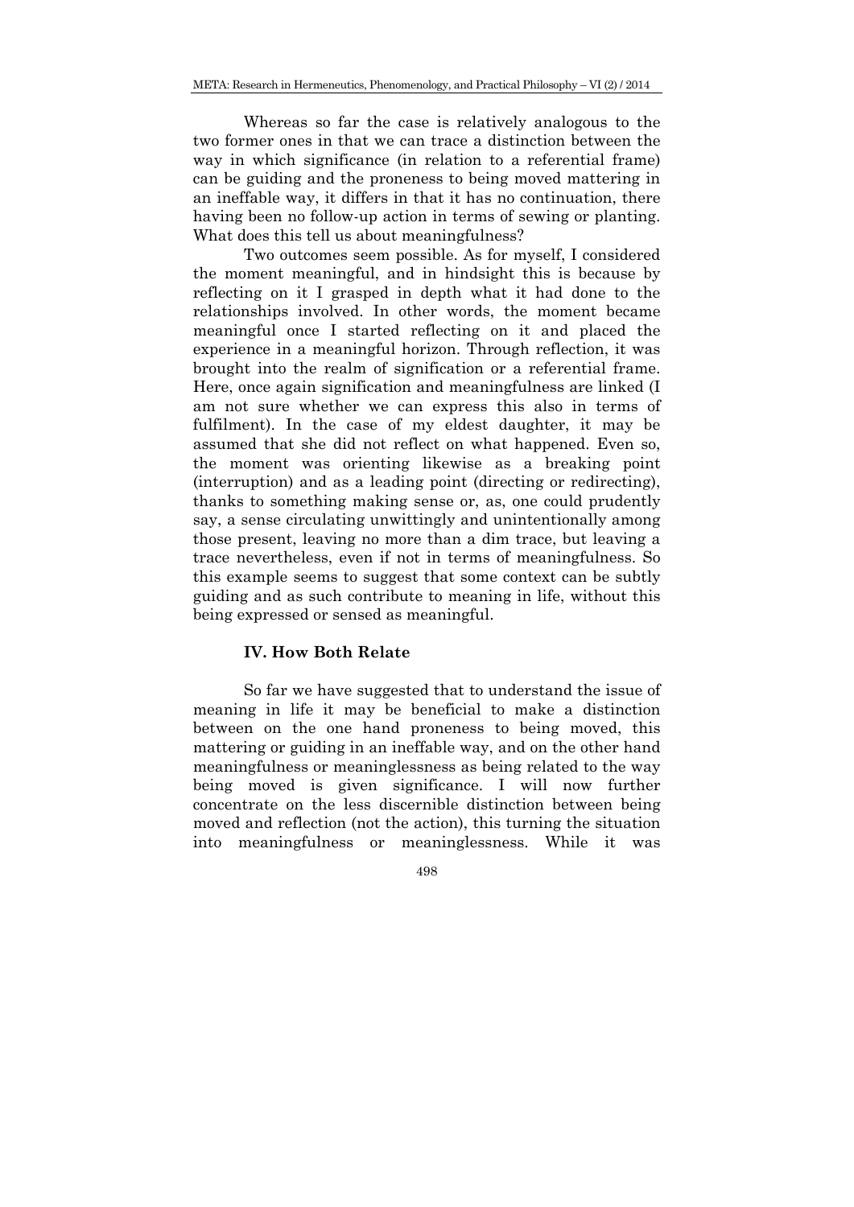Whereas so far the case is relatively analogous to the two former ones in that we can trace a distinction between the way in which significance (in relation to a referential frame) can be guiding and the proneness to being moved mattering in an ineffable way, it differs in that it has no continuation, there having been no follow-up action in terms of sewing or planting. What does this tell us about meaningfulness?

Two outcomes seem possible. As for myself, I considered the moment meaningful, and in hindsight this is because by reflecting on it I grasped in depth what it had done to the relationships involved. In other words, the moment became meaningful once I started reflecting on it and placed the experience in a meaningful horizon. Through reflection, it was brought into the realm of signification or a referential frame. Here, once again signification and meaningfulness are linked (I am not sure whether we can express this also in terms of fulfilment). In the case of my eldest daughter, it may be assumed that she did not reflect on what happened. Even so, the moment was orienting likewise as a breaking point (interruption) and as a leading point (directing or redirecting), thanks to something making sense or, as, one could prudently say, a sense circulating unwittingly and unintentionally among those present, leaving no more than a dim trace, but leaving a trace nevertheless, even if not in terms of meaningfulness. So this example seems to suggest that some context can be subtly guiding and as such contribute to meaning in life, without this being expressed or sensed as meaningful.

## IV. How Both Relate

So far we have suggested that to understand the issue of meaning in life it may be beneficial to make a distinction between on the one hand proneness to being moved, this mattering or guiding in an ineffable way, and on the other hand meaningfulness or meaninglessness as being related to the way being moved is given significance. I will now further concentrate on the less discernible distinction between being moved and reflection (not the action), this turning the situation into meaningfulness or meaninglessness. While it was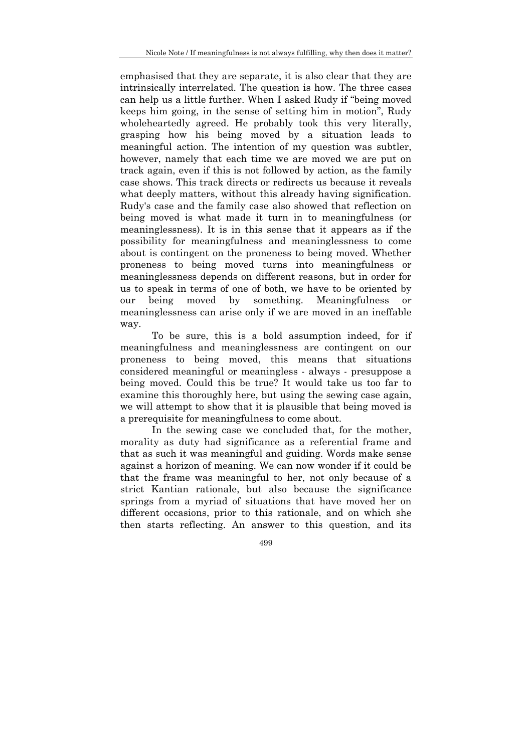emphasised that they are separate, it is also clear that they are intrinsically interrelated. The question is how. The three cases can help us a little further. When I asked Rudy if "being moved keeps him going, in the sense of setting him in motion", Rudy wholeheartedly agreed. He probably took this very literally, grasping how his being moved by a situation leads to meaningful action. The intention of my question was subtler, however, namely that each time we are moved we are put on track again, even if this is not followed by action, as the family case shows. This track directs or redirects us because it reveals what deeply matters, without this already having signification. Rudy's case and the family case also showed that reflection on being moved is what made it turn in to meaningfulness (or meaninglessness). It is in this sense that it appears as if the possibility for meaningfulness and meaninglessness to come about is contingent on the proneness to being moved. Whether proneness to being moved turns into meaningfulness or meaninglessness depends on different reasons, but in order for us to speak in terms of one of both, we have to be oriented by our being moved by something. Meaningfulness or meaninglessness can arise only if we are moved in an ineffable way.

To be sure, this is a bold assumption indeed, for if meaningfulness and meaninglessness are contingent on our proneness to being moved, this means that situations considered meaningful or meaningless - always - presuppose a being moved. Could this be true? It would take us too far to examine this thoroughly here, but using the sewing case again, we will attempt to show that it is plausible that being moved is a prerequisite for meaningfulness to come about.

In the sewing case we concluded that, for the mother, morality as duty had significance as a referential frame and that as such it was meaningful and guiding. Words make sense against a horizon of meaning. We can now wonder if it could be that the frame was meaningful to her, not only because of a strict Kantian rationale, but also because the significance springs from a myriad of situations that have moved her on different occasions, prior to this rationale, and on which she then starts reflecting. An answer to this question, and its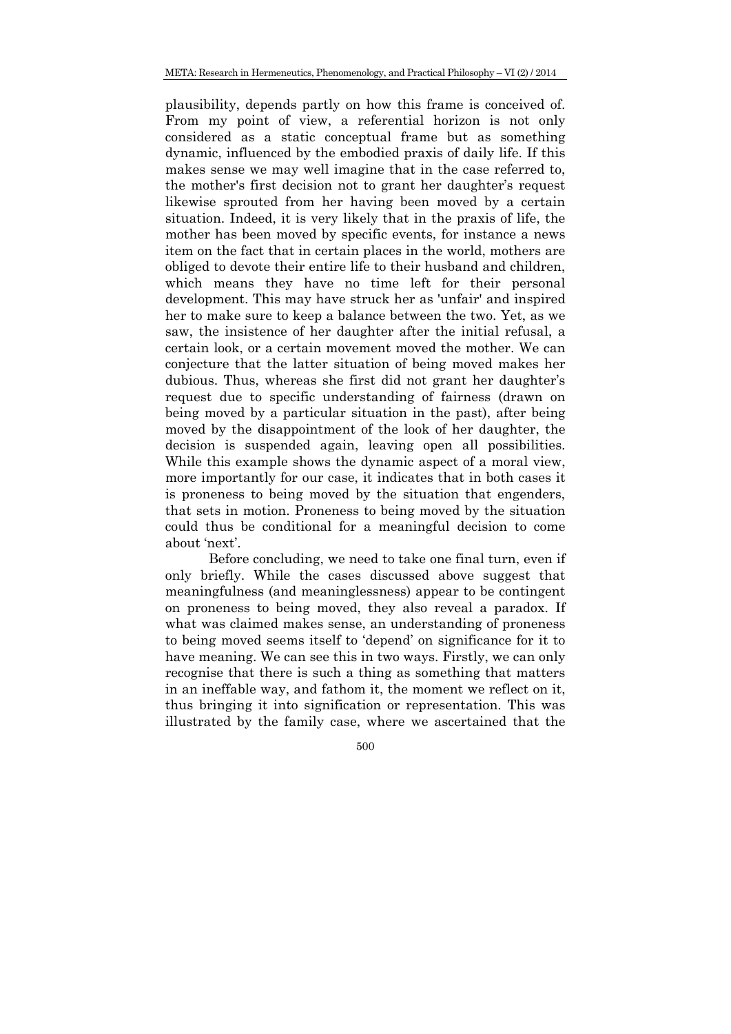plausibility, depends partly on how this frame is conceived of. From my point of view, a referential horizon is not only considered as a static conceptual frame but as something dynamic, influenced by the embodied praxis of daily life. If this makes sense we may well imagine that in the case referred to, the mother's first decision not to grant her daughter's request likewise sprouted from her having been moved by a certain situation. Indeed, it is very likely that in the praxis of life, the mother has been moved by specific events, for instance a news item on the fact that in certain places in the world, mothers are obliged to devote their entire life to their husband and children, which means they have no time left for their personal development. This may have struck her as 'unfair' and inspired her to make sure to keep a balance between the two. Yet, as we saw, the insistence of her daughter after the initial refusal, a certain look, or a certain movement moved the mother. We can conjecture that the latter situation of being moved makes her dubious. Thus, whereas she first did not grant her daughter's request due to specific understanding of fairness (drawn on being moved by a particular situation in the past), after being moved by the disappointment of the look of her daughter, the decision is suspended again, leaving open all possibilities. While this example shows the dynamic aspect of a moral view, more importantly for our case, it indicates that in both cases it is proneness to being moved by the situation that engenders, that sets in motion. Proneness to being moved by the situation could thus be conditional for a meaningful decision to come about 'next'.

Before concluding, we need to take one final turn, even if only briefly. While the cases discussed above suggest that meaningfulness (and meaninglessness) appear to be contingent on proneness to being moved, they also reveal a paradox. If what was claimed makes sense, an understanding of proneness to being moved seems itself to 'depend' on significance for it to have meaning. We can see this in two ways. Firstly, we can only recognise that there is such a thing as something that matters in an ineffable way, and fathom it, the moment we reflect on it, thus bringing it into signification or representation. This was illustrated by the family case, where we ascertained that the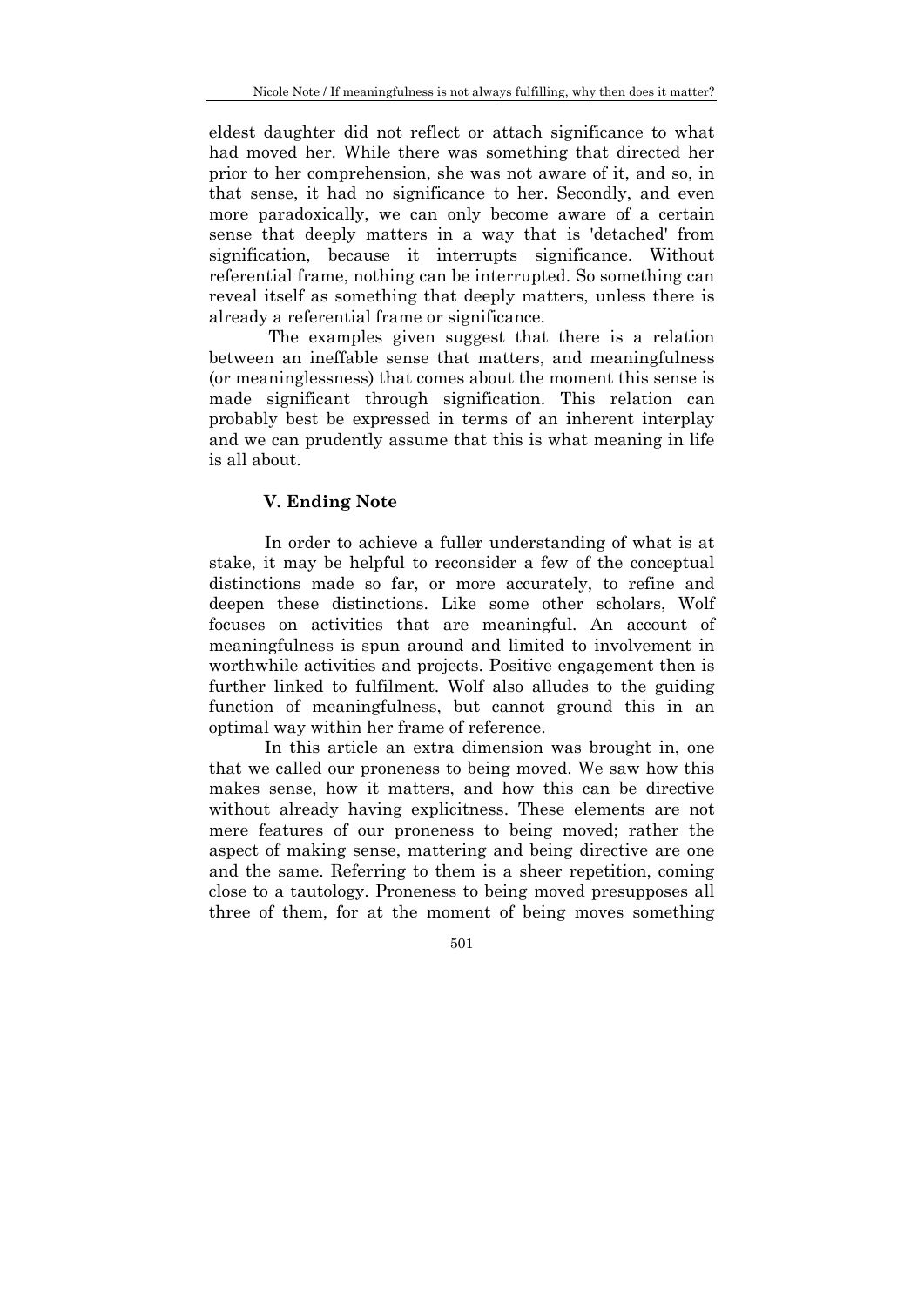eldest daughter did not reflect or attach significance to what had moved her. While there was something that directed her prior to her comprehension, she was not aware of it, and so, in that sense, it had no significance to her. Secondly, and even more paradoxically, we can only become aware of a certain sense that deeply matters in a way that is 'detached' from signification, because it interrupts significance. Without referential frame, nothing can be interrupted. So something can reveal itself as something that deeply matters, unless there is already a referential frame or significance.

The examples given suggest that there is a relation between an ineffable sense that matters, and meaningfulness (or meaninglessness) that comes about the moment this sense is made significant through signification. This relation can probably best be expressed in terms of an inherent interplay and we can prudently assume that this is what meaning in life is all about.

### V. Ending Note

In order to achieve a fuller understanding of what is at stake, it may be helpful to reconsider a few of the conceptual distinctions made so far, or more accurately, to refine and deepen these distinctions. Like some other scholars, Wolf focuses on activities that are meaningful. An account of meaningfulness is spun around and limited to involvement in worthwhile activities and projects. Positive engagement then is further linked to fulfilment. Wolf also alludes to the guiding function of meaningfulness, but cannot ground this in an optimal way within her frame of reference.

In this article an extra dimension was brought in, one that we called our proneness to being moved. We saw how this makes sense, how it matters, and how this can be directive without already having explicitness. These elements are not mere features of our proneness to being moved; rather the aspect of making sense, mattering and being directive are one and the same. Referring to them is a sheer repetition, coming close to a tautology. Proneness to being moved presupposes all three of them, for at the moment of being moves something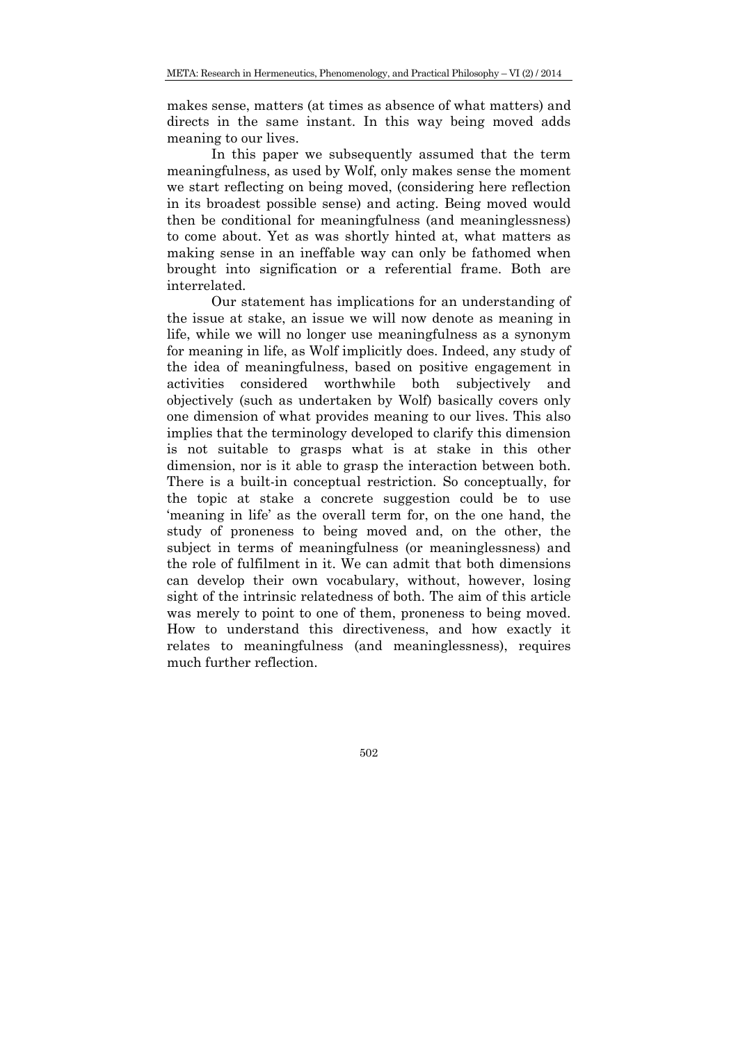makes sense, matters (at times as absence of what matters) and directs in the same instant. In this way being moved adds meaning to our lives.

In this paper we subsequently assumed that the term meaningfulness, as used by Wolf, only makes sense the moment we start reflecting on being moved, (considering here reflection in its broadest possible sense) and acting. Being moved would then be conditional for meaningfulness (and meaninglessness) to come about. Yet as was shortly hinted at, what matters as making sense in an ineffable way can only be fathomed when brought into signification or a referential frame. Both are interrelated.

Our statement has implications for an understanding of the issue at stake, an issue we will now denote as meaning in life, while we will no longer use meaningfulness as a synonym for meaning in life, as Wolf implicitly does. Indeed, any study of the idea of meaningfulness, based on positive engagement in activities considered worthwhile both subjectively and objectively (such as undertaken by Wolf) basically covers only one dimension of what provides meaning to our lives. This also implies that the terminology developed to clarify this dimension is not suitable to grasps what is at stake in this other dimension, nor is it able to grasp the interaction between both. There is a built-in conceptual restriction. So conceptually, for the topic at stake a concrete suggestion could be to use 'meaning in life' as the overall term for, on the one hand, the study of proneness to being moved and, on the other, the subject in terms of meaningfulness (or meaninglessness) and the role of fulfilment in it. We can admit that both dimensions can develop their own vocabulary, without, however, losing sight of the intrinsic relatedness of both. The aim of this article was merely to point to one of them, proneness to being moved. How to understand this directiveness, and how exactly it relates to meaningfulness (and meaninglessness), requires much further reflection.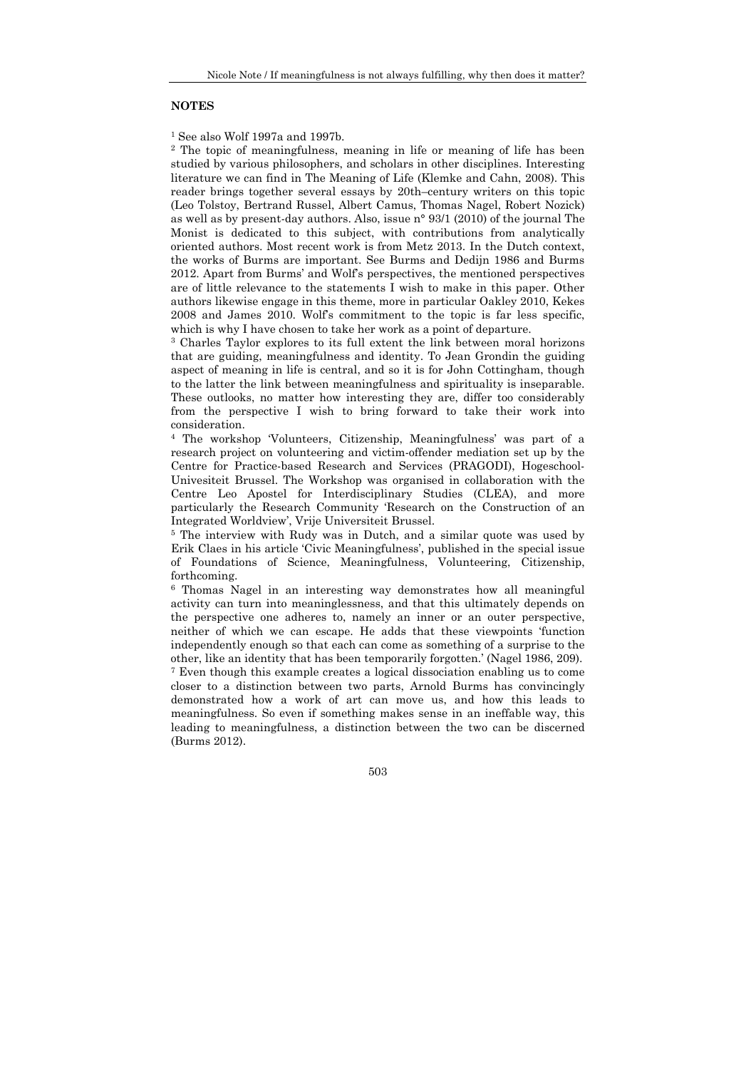**NOTES**

[1] See also Wolf 1997a and 1997b.

[2] The topic of meaningfulness, meaning in life or meaning of life has been studied by various philosophers, and scholars in other disciplines. Interesting literature we can find in The Meaning of Life (Klemke and Cahn, 2008). This reader brings together several essays by 20th–century writers on this topic (Leo Tolstoy, Bertrand Russel, Albert Camus, Thomas Nagel, Robert Nozick) as well as by present-day authors. Also, issue n° 93/1 (2010) of the journal The Monist is dedicated to this subject, with contributions from analytically oriented authors. Most recent work is from Metz 2013. In the Dutch context, the works of Burms are important. See Burms and Dedijn 1986 and Burms 2012. Apart from Burms' and Wolf's perspectives, the mentioned perspectives are of little relevance to the statements I wish to make in this paper. Other authors likewise engage in this theme, more in particular Oakley 2010, Kekes 2008 and James 2010. Wolf's commitment to the topic is far less specific, which is why I have chosen to take her work as a point of departure.

[3] Charles Taylor explores to its full extent the link between moral horizons that are guiding, meaningfulness and identity. To Jean Grondin the guiding aspect of meaning in life is central, and so it is for John Cottingham, though to the latter the link between meaningfulness and spirituality is inseparable. These outlooks, no matter how interesting they are, differ too considerably from the perspective I wish to bring forward to take their work into consideration.

[4] The workshop 'Volunteers, Citizenship, Meaningfulness' was part of a research project on volunteering and victim-offender mediation set up by the Centre for Practice-based Research and Services (PRAGODI), Hogeschool-Univesiteit Brussel. The Workshop was organised in collaboration with the Centre Leo Apostel for Interdisciplinary Studies (CLEA), and more particularly the Research Community 'Research on the Construction of an Integrated Worldview', Vrije Universiteit Brussel.

[5] The interview with Rudy was in Dutch, and a similar quote was used by Erik Claes in his article 'Civic Meaningfulness', published in the special issue of Foundations of Science, Meaningfulness, Volunteering, Citizenship, forthcoming.

[6] Thomas Nagel in an interesting way demonstrates how all meaningful activity can turn into meaninglessness, and that this ultimately depends on the perspective one adheres to, namely an inner or an outer perspective, neither of which we can escape. He adds that these viewpoints 'function independently enough so that each can come as something of a surprise to the other, like an identity that has been temporarily forgotten.' (Nagel 1986, 209).

[7] Even though this example creates a logical dissociation enabling us to come closer to a distinction between two parts, Arnold Burms has convincingly demonstrated how a work of art can move us, and how this leads to meaningfulness. So even if something makes sense in an ineffable way, this leading to meaningfulness, a distinction between the two can be discerned (Burms 2012).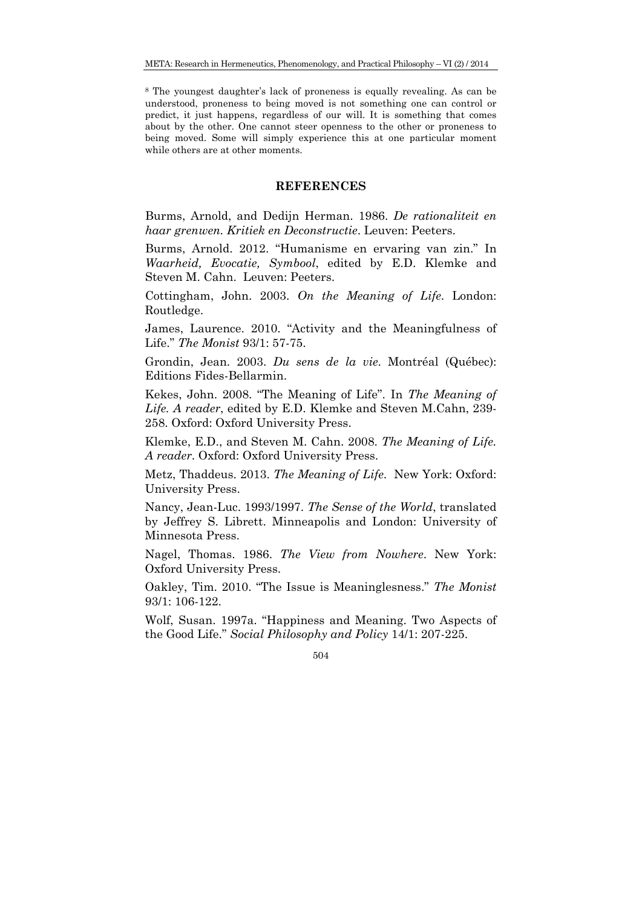[8] The youngest daughter's lack of proneness is equally revealing. As can be understood, proneness to being moved is not something one can control or predict, it just happens, regardless of our will. It is something that comes about by the other. One cannot steer openness to the other or proneness to being moved. Some will simply experience this at one particular moment while others are at other moments.

## REFERENCES

Burms, Arnold, and Dedijn Herman. 1986. *De rationaliteit en haar grenwen. Kritiek en Deconstructie*. Leuven: Peeters.

Burms, Arnold. 2012. "Humanisme en ervaring van zin." In *Waarheid, Evocatie, Symbool*, edited by E.D. Klemke and Steven M. Cahn. Leuven: Peeters.

Cottingham, John. 2003. *On the Meaning of Life*. London: Routledge.

James, Laurence. 2010. "Activity and the Meaningfulness of Life." *The Monist* 93/1: 57-75.

Grondin, Jean. 2003. *Du sens de la vie*. Montréal (Québec): Editions Fides-Bellarmin.

Kekes, John. 2008. "The Meaning of Life". In *The Meaning of Life. A reader*, edited by E.D. Klemke and Steven M.Cahn, 239-258. Oxford: Oxford University Press.

Klemke, E.D., and Steven M. Cahn. 2008. *The Meaning of Life. A reader*. Oxford: Oxford University Press.

Metz, Thaddeus. 2013. *The Meaning of Life*. New York: Oxford: University Press.

Nancy, Jean-Luc. 1993/1997. *The Sense of the World*, translated by Jeffrey S. Librett. Minneapolis and London: University of Minnesota Press.

Nagel, Thomas. 1986. *The View from Nowhere*. New York: Oxford University Press.

Oakley, Tim. 2010. "The Issue is Meaninglesness." *The Monist* 93/1: 106-122.

Wolf, Susan. 1997a. "Happiness and Meaning. Two Aspects of the Good Life." *Social Philosophy and Policy* 14/1: 207-225.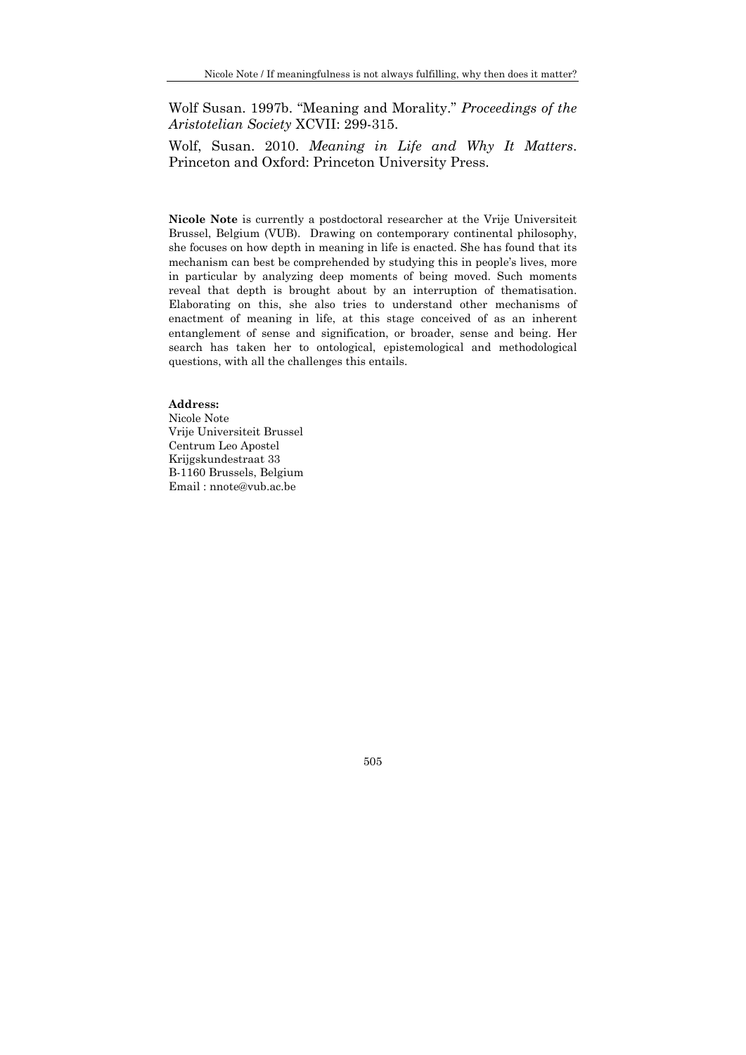Wolf Susan. 1997b. "Meaning and Morality." *Proceedings of the Aristotelian Society* XCVII: 299-315.

Wolf, Susan. 2010. *Meaning in Life and Why It Matters*. Princeton and Oxford: Princeton University Press.

**Nicole Note** is currently a postdoctoral researcher at the Vrije Universiteit Brussel, Belgium (VUB). Drawing on contemporary continental philosophy, she focuses on how depth in meaning in life is enacted. She has found that its mechanism can best be comprehended by studying this in people's lives, more in particular by analyzing deep moments of being moved. Such moments reveal that depth is brought about by an interruption of thematisation. Elaborating on this, she also tries to understand other mechanisms of enactment of meaning in life, at this stage conceived of as an inherent entanglement of sense and signification, or broader, sense and being. Her search has taken her to ontological, epistemological and methodological questions, with all the challenges this entails.

**Address:**
Nicole Note
Vrije Universiteit Brussel
Centrum Leo Apostel
Krijgskundestraat 33
B-1160 Brussels, Belgium
Email : nnote@vub.ac.be